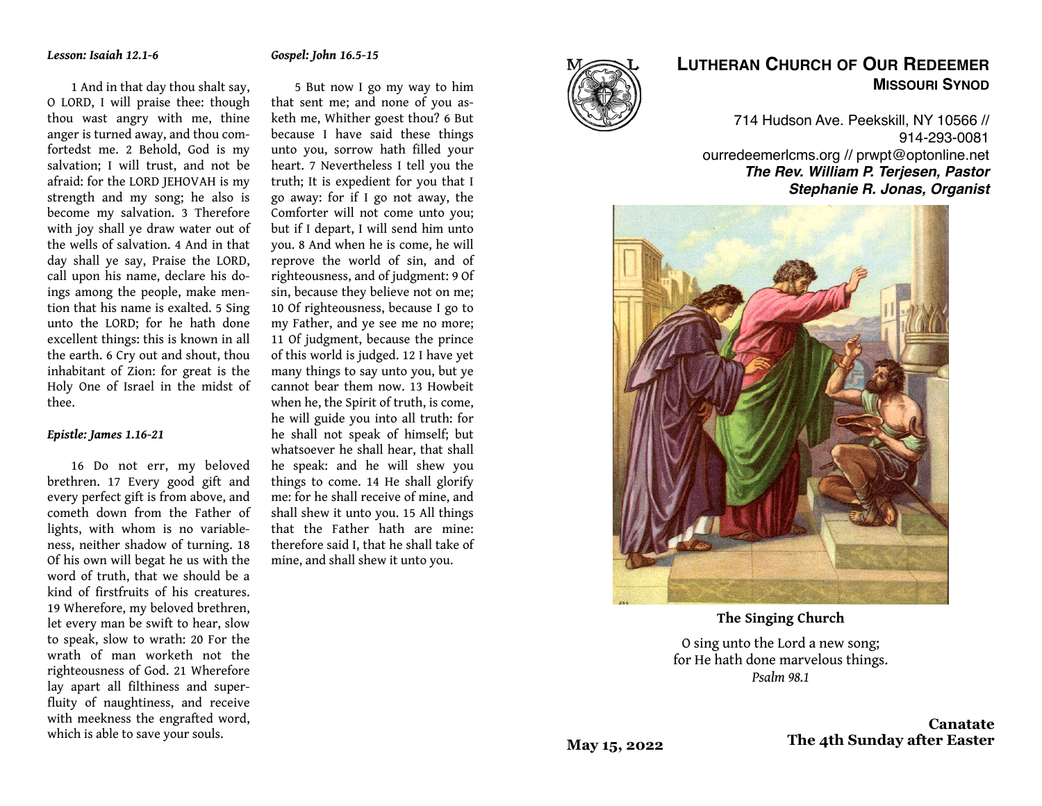*Lesson: Isaiah 12.1-6*

1 And in that day thou shalt say, O LORD, I will praise thee: though thou wast angry with me, thine anger is turned away, and thou comfortedst me. 2 Behold, God is my salvation; I will trust, and not be afraid: for the LORD JEHOVAH is my strength and my song; he also is become my salvation. 3 Therefore with joy shall ye draw water out of the wells of salvation. 4 And in that day shall ye say, Praise the LORD, call upon his name, declare his doings among the people, make mention that his name is exalted. 5 Sing unto the LORD; for he hath done excellent things: this is known in all the earth. 6 Cry out and shout, thou inhabitant of Zion: for great is the Holy One of Israel in the midst of thee.

*Epistle: James 1.16-21*

16 Do not err, my beloved brethren. 17 Every good gift and every perfect gift is from above, and cometh down from the Father of lights, with whom is no variableness, neither shadow of turning. 18 Of his own will begat he us with the word of truth, that we should be a kind of firstfruits of his creatures. 19 Wherefore, my beloved brethren, let every man be swift to hear, slow to speak, slow to wrath: 20 For the wrath of man worketh not the righteousness of God. 21 Wherefore lay apart all filthiness and superfluity of naughtiness, and receive with meekness the engrafted word, which is able to save your souls.

*Gospel: John 16.5-15*

5 But now I go my way to him that sent me; and none of you asketh me, Whither goest thou? 6 But because I have said these things unto you, sorrow hath filled your heart. 7 Nevertheless I tell you the truth; It is expedient for you that I go away: for if I go not away, the Comforter will not come unto you; but if I depart, I will send him unto you. 8 And when he is come, he will reprove the world of sin, and of righteousness, and of judgment: 9 Of sin, because they believe not on me; 10 Of righteousness, because I go to my Father, and ye see me no more; 11 Of judgment, because the prince of this world is judged. 12 I have yet many things to say unto you, but ye cannot bear them now. 13 Howbeit when he, the Spirit of truth, is come, he will guide you into all truth: for he shall not speak of himself; but whatsoever he shall hear, that shall he speak: and he will shew you things to come. 14 He shall glorify me: for he shall receive of mine, and shall shew it unto you. 15 All things that the Father hath are mine: therefore said I, that he shall take of mine, and shall shew it unto you.

# LUTHERAN CHURCH OF OUR REDEEMER
## MISSOURI SYNOD

714 Hudson Ave. Peekskill, NY 10566 // 914-293-0081
ourredeemerlcms.org // prwpt@optonline.net
***The Rev. William P. Terjesen, Pastor***
***Stephanie R. Jonas, Organist***

**The Singing Church**

O sing unto the Lord a new song;
for He hath done marvelous things.
*Psalm 98.1*

**May 15, 2022**

**Canatate**
**The 4th Sunday after Easter**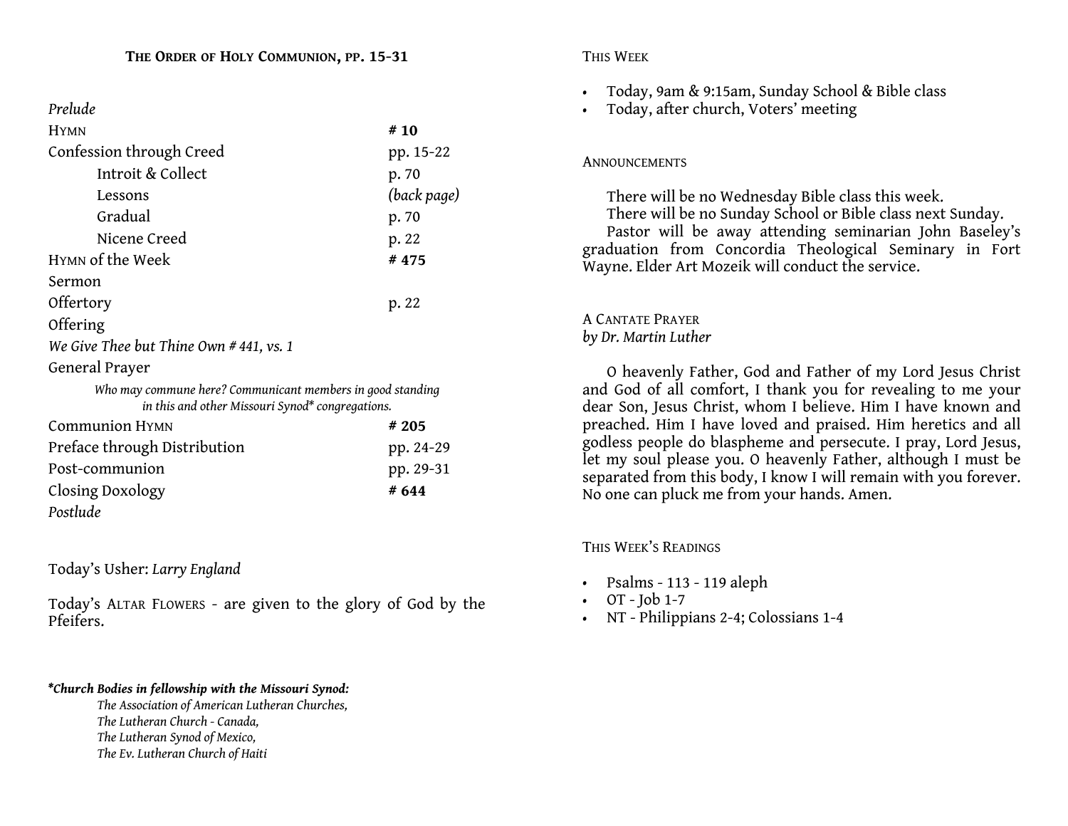## THE ORDER OF HOLY COMMUNION, PP. 15-31

| | |
|---|---|
| *Prelude* | |
| HYMN | **# 10** |
| Confession through Creed | pp. 15-22 |
| Introit & Collect | p. 70 |
| Lessons | *(back page)* |
| Gradual | p. 70 |
| Nicene Creed | p. 22 |
| HYMN of the Week | **# 475** |
| Sermon | |
| Offertory | p. 22 |
| Offering | |
| *We Give Thee but Thine Own # 441, vs. 1* | |
| General Prayer | |

*Who may commune here? Communicant members in good standing in this and other Missouri Synod* congregations.*

| | |
|---|---|
| Communion HYMN | **# 205** |
| Preface through Distribution | pp. 24-29 |
| Post-communion | pp. 29-31 |
| Closing Doxology | **# 644** |
| *Postlude* | |

Today's Usher: *Larry England*

Today's ALTAR FLOWERS - are given to the glory of God by the Pfeifers.

***Church Bodies in fellowship with the Missouri Synod:***

*The Association of American Lutheran Churches,*
*The Lutheran Church - Canada,*
*The Lutheran Synod of Mexico,*
*The Ev. Lutheran Church of Haiti*

## THIS WEEK

- Today, 9am & 9:15am, Sunday School & Bible class
- Today, after church, Voters' meeting

## ANNOUNCEMENTS

There will be no Wednesday Bible class this week.
There will be no Sunday School or Bible class next Sunday.
Pastor will be away attending seminarian John Baseley's graduation from Concordia Theological Seminary in Fort Wayne. Elder Art Mozeik will conduct the service.

## A CANTATE PRAYER
*by Dr. Martin Luther*

O heavenly Father, God and Father of my Lord Jesus Christ and God of all comfort, I thank you for revealing to me your dear Son, Jesus Christ, whom I believe. Him I have known and preached. Him I have loved and praised. Him heretics and all godless people do blaspheme and persecute. I pray, Lord Jesus, let my soul please you. O heavenly Father, although I must be separated from this body, I know I will remain with you forever. No one can pluck me from your hands. Amen.

## THIS WEEK'S READINGS

- Psalms - 113 - 119 aleph
- OT - Job 1-7
- NT - Philippians 2-4; Colossians 1-4